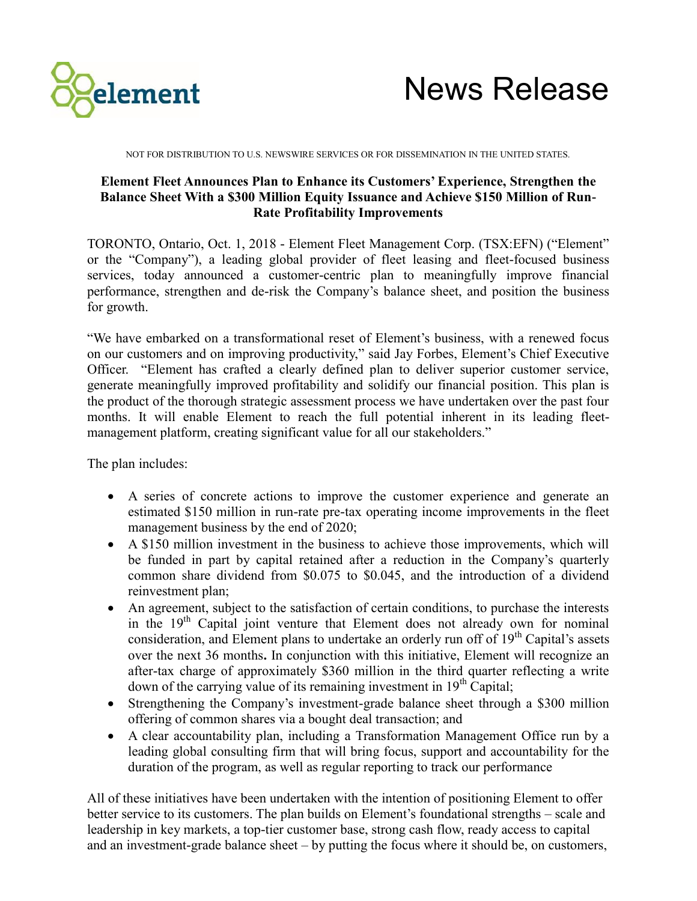# News Release

NOT FOR DISTRIBUTION TO U.S. NEWSWIRE SERVICES OR FOR DISSEMINATION IN THE UNITED STATES.

**Element Fleet Announces Plan to Enhance its Customers' Experience, Strengthen the Balance Sheet With a $300 Million Equity Issuance and Achieve $150 Million of Run-Rate Profitability Improvements**

TORONTO, Ontario, Oct. 1, 2018 - Element Fleet Management Corp. (TSX:EFN) ("Element" or the "Company"), a leading global provider of fleet leasing and fleet-focused business services, today announced a customer-centric plan to meaningfully improve financial performance, strengthen and de-risk the Company's balance sheet, and position the business for growth.

"We have embarked on a transformational reset of Element's business, with a renewed focus on our customers and on improving productivity," said Jay Forbes, Element's Chief Executive Officer. "Element has crafted a clearly defined plan to deliver superior customer service, generate meaningfully improved profitability and solidify our financial position. This plan is the product of the thorough strategic assessment process we have undertaken over the past four months. It will enable Element to reach the full potential inherent in its leading fleet-management platform, creating significant value for all our stakeholders."

The plan includes:

- A series of concrete actions to improve the customer experience and generate an estimated $150 million in run-rate pre-tax operating income improvements in the fleet management business by the end of 2020;
- A $150 million investment in the business to achieve those improvements, which will be funded in part by capital retained after a reduction in the Company's quarterly common share dividend from $0.075 to $0.045, and the introduction of a dividend reinvestment plan;
- An agreement, subject to the satisfaction of certain conditions, to purchase the interests in the 19th Capital joint venture that Element does not already own for nominal consideration, and Element plans to undertake an orderly run off of 19th Capital's assets over the next 36 months**.** In conjunction with this initiative, Element will recognize an after-tax charge of approximately $360 million in the third quarter reflecting a write down of the carrying value of its remaining investment in 19th Capital;
- Strengthening the Company's investment-grade balance sheet through a $300 million offering of common shares via a bought deal transaction; and
- A clear accountability plan, including a Transformation Management Office run by a leading global consulting firm that will bring focus, support and accountability for the duration of the program, as well as regular reporting to track our performance

All of these initiatives have been undertaken with the intention of positioning Element to offer better service to its customers. The plan builds on Element's foundational strengths – scale and leadership in key markets, a top-tier customer base, strong cash flow, ready access to capital and an investment-grade balance sheet – by putting the focus where it should be, on customers,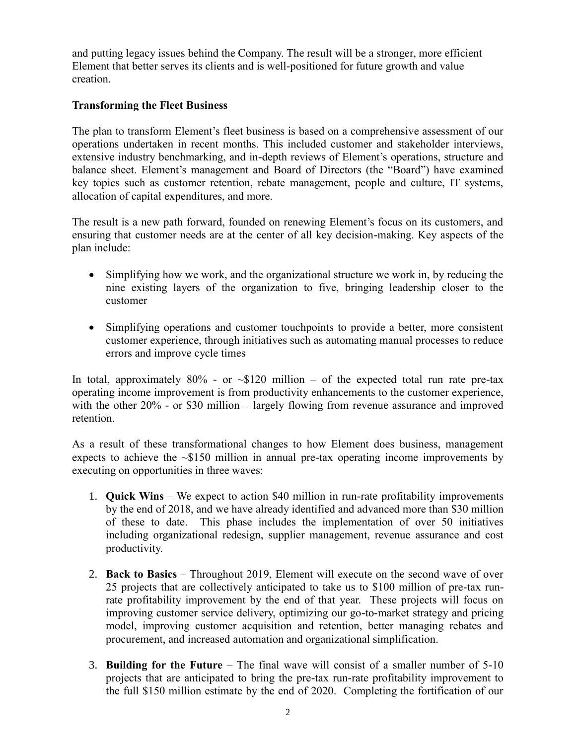and putting legacy issues behind the Company. The result will be a stronger, more efficient Element that better serves its clients and is well-positioned for future growth and value creation.

**Transforming the Fleet Business**

The plan to transform Element's fleet business is based on a comprehensive assessment of our operations undertaken in recent months. This included customer and stakeholder interviews, extensive industry benchmarking, and in-depth reviews of Element's operations, structure and balance sheet. Element's management and Board of Directors (the "Board") have examined key topics such as customer retention, rebate management, people and culture, IT systems, allocation of capital expenditures, and more.

The result is a new path forward, founded on renewing Element's focus on its customers, and ensuring that customer needs are at the center of all key decision-making. Key aspects of the plan include:

- Simplifying how we work, and the organizational structure we work in, by reducing the nine existing layers of the organization to five, bringing leadership closer to the customer
- Simplifying operations and customer touchpoints to provide a better, more consistent customer experience, through initiatives such as automating manual processes to reduce errors and improve cycle times

In total, approximately 80% - or ~\$120 million – of the expected total run rate pre-tax operating income improvement is from productivity enhancements to the customer experience, with the other 20% - or \$30 million – largely flowing from revenue assurance and improved retention.

As a result of these transformational changes to how Element does business, management expects to achieve the ~\$150 million in annual pre-tax operating income improvements by executing on opportunities in three waves:

1. **Quick Wins** – We expect to action \$40 million in run-rate profitability improvements by the end of 2018, and we have already identified and advanced more than \$30 million of these to date. This phase includes the implementation of over 50 initiatives including organizational redesign, supplier management, revenue assurance and cost productivity.
2. **Back to Basics** – Throughout 2019, Element will execute on the second wave of over 25 projects that are collectively anticipated to take us to \$100 million of pre-tax run-rate profitability improvement by the end of that year. These projects will focus on improving customer service delivery, optimizing our go-to-market strategy and pricing model, improving customer acquisition and retention, better managing rebates and procurement, and increased automation and organizational simplification.
3. **Building for the Future** – The final wave will consist of a smaller number of 5-10 projects that are anticipated to bring the pre-tax run-rate profitability improvement to the full \$150 million estimate by the end of 2020. Completing the fortification of our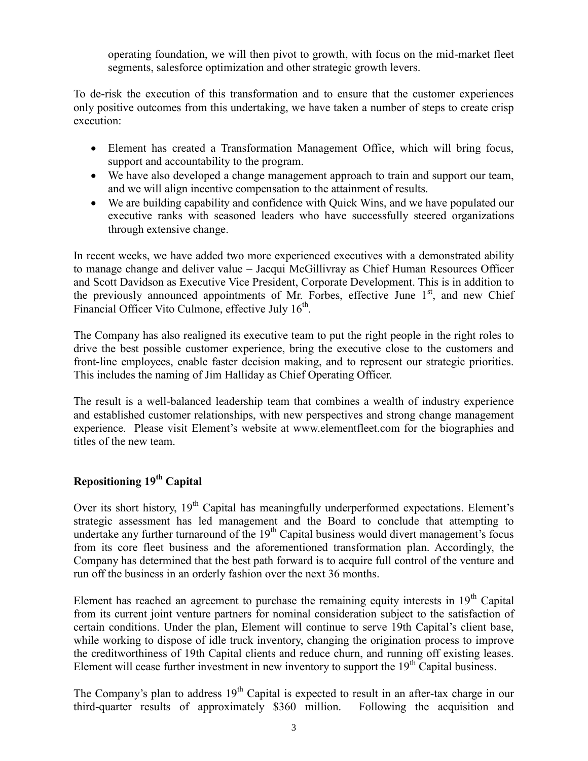operating foundation, we will then pivot to growth, with focus on the mid-market fleet segments, salesforce optimization and other strategic growth levers.

To de-risk the execution of this transformation and to ensure that the customer experiences only positive outcomes from this undertaking, we have taken a number of steps to create crisp execution:

- Element has created a Transformation Management Office, which will bring focus, support and accountability to the program.
- We have also developed a change management approach to train and support our team, and we will align incentive compensation to the attainment of results.
- We are building capability and confidence with Quick Wins, and we have populated our executive ranks with seasoned leaders who have successfully steered organizations through extensive change.

In recent weeks, we have added two more experienced executives with a demonstrated ability to manage change and deliver value – Jacqui McGillivray as Chief Human Resources Officer and Scott Davidson as Executive Vice President, Corporate Development. This is in addition to the previously announced appointments of Mr. Forbes, effective June 1st, and new Chief Financial Officer Vito Culmone, effective July 16th.

The Company has also realigned its executive team to put the right people in the right roles to drive the best possible customer experience, bring the executive close to the customers and front-line employees, enable faster decision making, and to represent our strategic priorities. This includes the naming of Jim Halliday as Chief Operating Officer.

The result is a well-balanced leadership team that combines a wealth of industry experience and established customer relationships, with new perspectives and strong change management experience. Please visit Element's website at www.elementfleet.com for the biographies and titles of the new team.

## Repositioning 19th Capital

Over its short history, 19th Capital has meaningfully underperformed expectations. Element's strategic assessment has led management and the Board to conclude that attempting to undertake any further turnaround of the 19th Capital business would divert management's focus from its core fleet business and the aforementioned transformation plan. Accordingly, the Company has determined that the best path forward is to acquire full control of the venture and run off the business in an orderly fashion over the next 36 months.

Element has reached an agreement to purchase the remaining equity interests in 19th Capital from its current joint venture partners for nominal consideration subject to the satisfaction of certain conditions. Under the plan, Element will continue to serve 19th Capital's client base, while working to dispose of idle truck inventory, changing the origination process to improve the creditworthiness of 19th Capital clients and reduce churn, and running off existing leases. Element will cease further investment in new inventory to support the 19th Capital business.

The Company's plan to address 19th Capital is expected to result in an after-tax charge in our third-quarter results of approximately $360 million. Following the acquisition and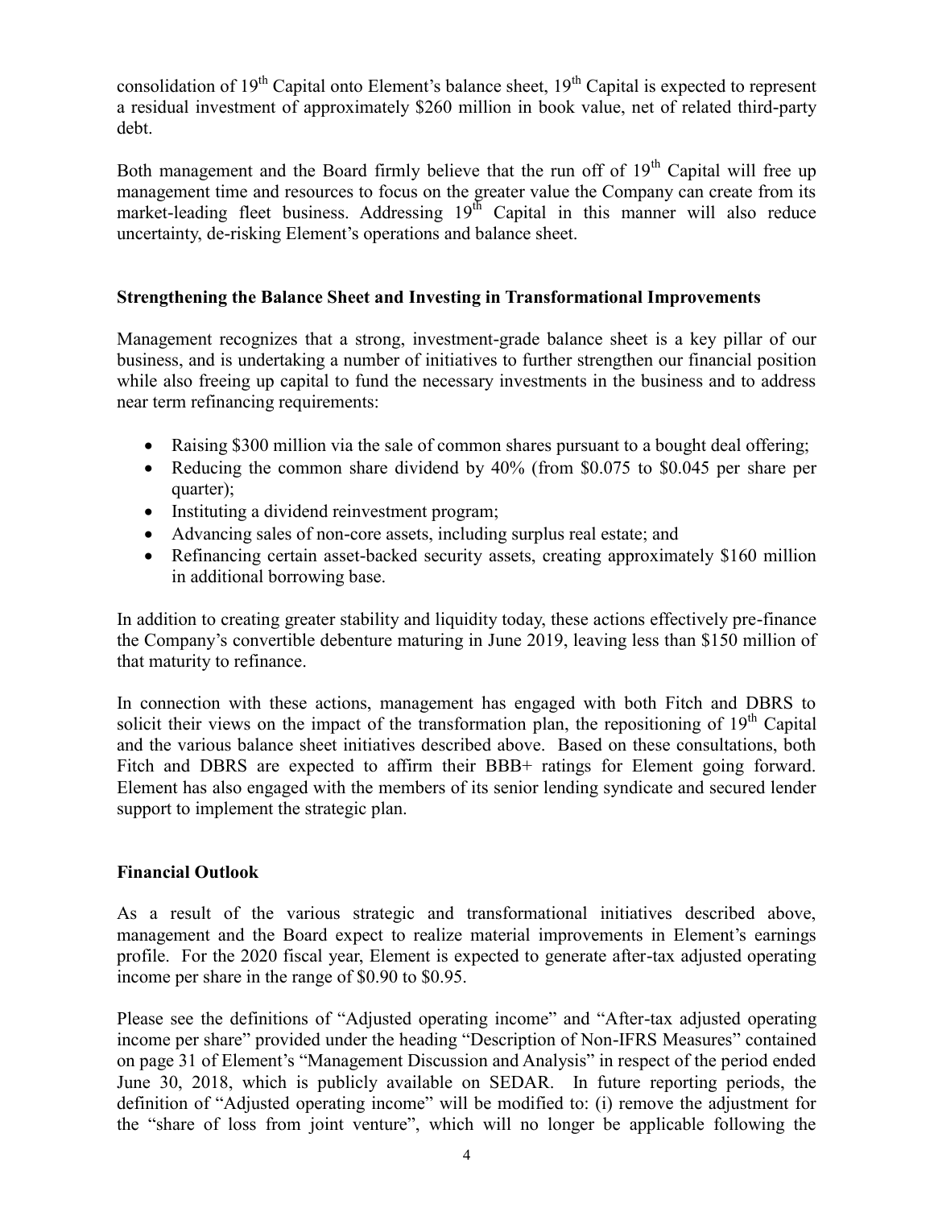consolidation of 19th Capital onto Element's balance sheet, 19th Capital is expected to represent a residual investment of approximately $260 million in book value, net of related third-party debt.

Both management and the Board firmly believe that the run off of 19th Capital will free up management time and resources to focus on the greater value the Company can create from its market-leading fleet business. Addressing 19th Capital in this manner will also reduce uncertainty, de-risking Element's operations and balance sheet.

**Strengthening the Balance Sheet and Investing in Transformational Improvements**

Management recognizes that a strong, investment-grade balance sheet is a key pillar of our business, and is undertaking a number of initiatives to further strengthen our financial position while also freeing up capital to fund the necessary investments in the business and to address near term refinancing requirements:

- Raising $300 million via the sale of common shares pursuant to a bought deal offering;
- Reducing the common share dividend by 40% (from $0.075 to $0.045 per share per quarter);
- Instituting a dividend reinvestment program;
- Advancing sales of non-core assets, including surplus real estate; and
- Refinancing certain asset-backed security assets, creating approximately $160 million in additional borrowing base.

In addition to creating greater stability and liquidity today, these actions effectively pre-finance the Company's convertible debenture maturing in June 2019, leaving less than $150 million of that maturity to refinance.

In connection with these actions, management has engaged with both Fitch and DBRS to solicit their views on the impact of the transformation plan, the repositioning of 19th Capital and the various balance sheet initiatives described above. Based on these consultations, both Fitch and DBRS are expected to affirm their BBB+ ratings for Element going forward. Element has also engaged with the members of its senior lending syndicate and secured lender support to implement the strategic plan.

**Financial Outlook**

As a result of the various strategic and transformational initiatives described above, management and the Board expect to realize material improvements in Element's earnings profile. For the 2020 fiscal year, Element is expected to generate after-tax adjusted operating income per share in the range of $0.90 to $0.95.

Please see the definitions of "Adjusted operating income" and "After-tax adjusted operating income per share" provided under the heading "Description of Non-IFRS Measures" contained on page 31 of Element's "Management Discussion and Analysis" in respect of the period ended June 30, 2018, which is publicly available on SEDAR. In future reporting periods, the definition of "Adjusted operating income" will be modified to: (i) remove the adjustment for the "share of loss from joint venture", which will no longer be applicable following the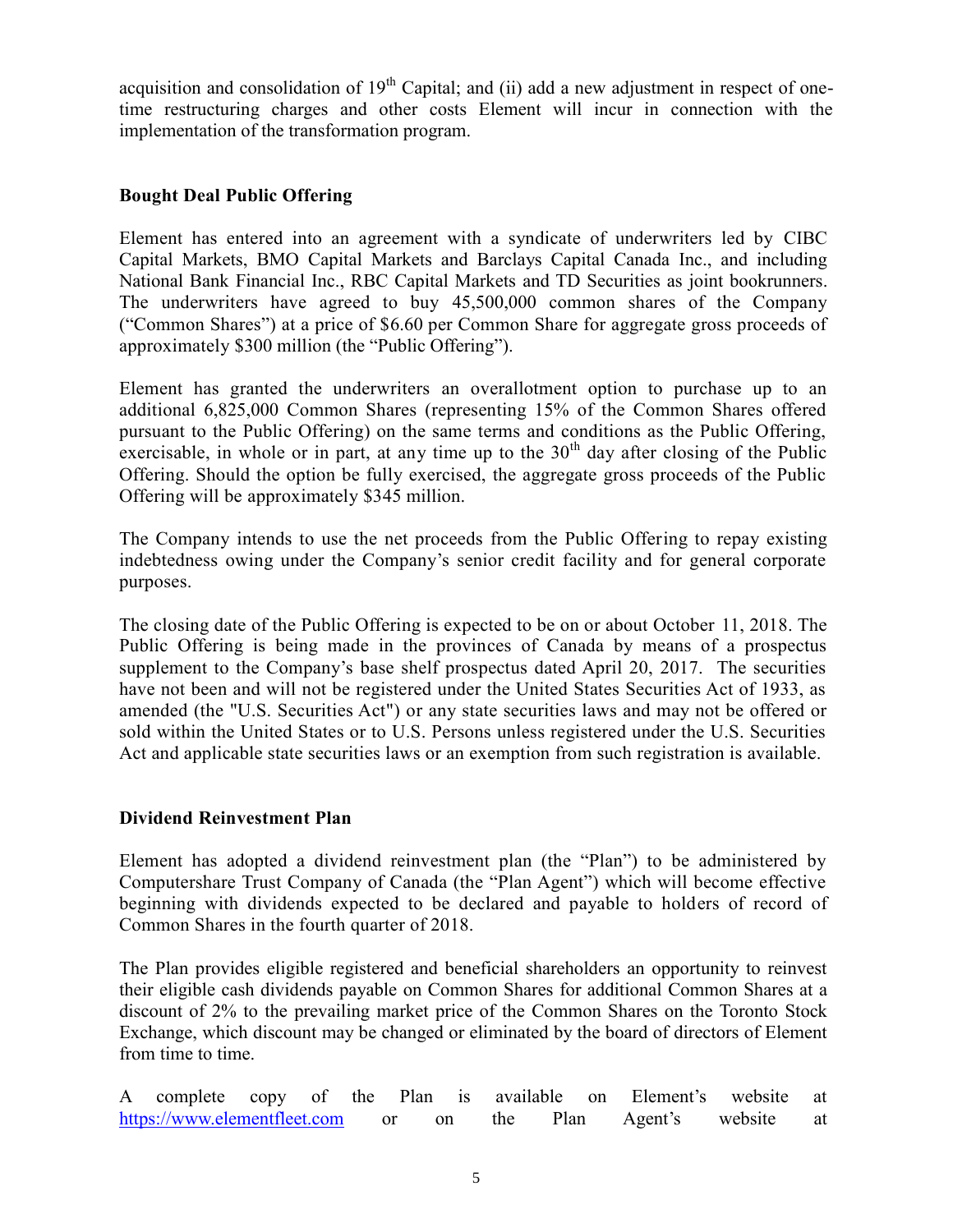acquisition and consolidation of 19th Capital; and (ii) add a new adjustment in respect of one-time restructuring charges and other costs Element will incur in connection with the implementation of the transformation program.

**Bought Deal Public Offering**

Element has entered into an agreement with a syndicate of underwriters led by CIBC Capital Markets, BMO Capital Markets and Barclays Capital Canada Inc., and including National Bank Financial Inc., RBC Capital Markets and TD Securities as joint bookrunners. The underwriters have agreed to buy 45,500,000 common shares of the Company ("Common Shares") at a price of $6.60 per Common Share for aggregate gross proceeds of approximately $300 million (the "Public Offering").

Element has granted the underwriters an overallotment option to purchase up to an additional 6,825,000 Common Shares (representing 15% of the Common Shares offered pursuant to the Public Offering) on the same terms and conditions as the Public Offering, exercisable, in whole or in part, at any time up to the 30th day after closing of the Public Offering. Should the option be fully exercised, the aggregate gross proceeds of the Public Offering will be approximately $345 million.

The Company intends to use the net proceeds from the Public Offering to repay existing indebtedness owing under the Company's senior credit facility and for general corporate purposes.

The closing date of the Public Offering is expected to be on or about October 11, 2018. The Public Offering is being made in the provinces of Canada by means of a prospectus supplement to the Company's base shelf prospectus dated April 20, 2017. The securities have not been and will not be registered under the United States Securities Act of 1933, as amended (the "U.S. Securities Act") or any state securities laws and may not be offered or sold within the United States or to U.S. Persons unless registered under the U.S. Securities Act and applicable state securities laws or an exemption from such registration is available.

**Dividend Reinvestment Plan**

Element has adopted a dividend reinvestment plan (the "Plan") to be administered by Computershare Trust Company of Canada (the "Plan Agent") which will become effective beginning with dividends expected to be declared and payable to holders of record of Common Shares in the fourth quarter of 2018.

The Plan provides eligible registered and beneficial shareholders an opportunity to reinvest their eligible cash dividends payable on Common Shares for additional Common Shares at a discount of 2% to the prevailing market price of the Common Shares on the Toronto Stock Exchange, which discount may be changed or eliminated by the board of directors of Element from time to time.

A complete copy of the Plan is available on Element's website at [https://www.elementfleet.com](https://www.elementfleet.com) or on the Plan Agent's website at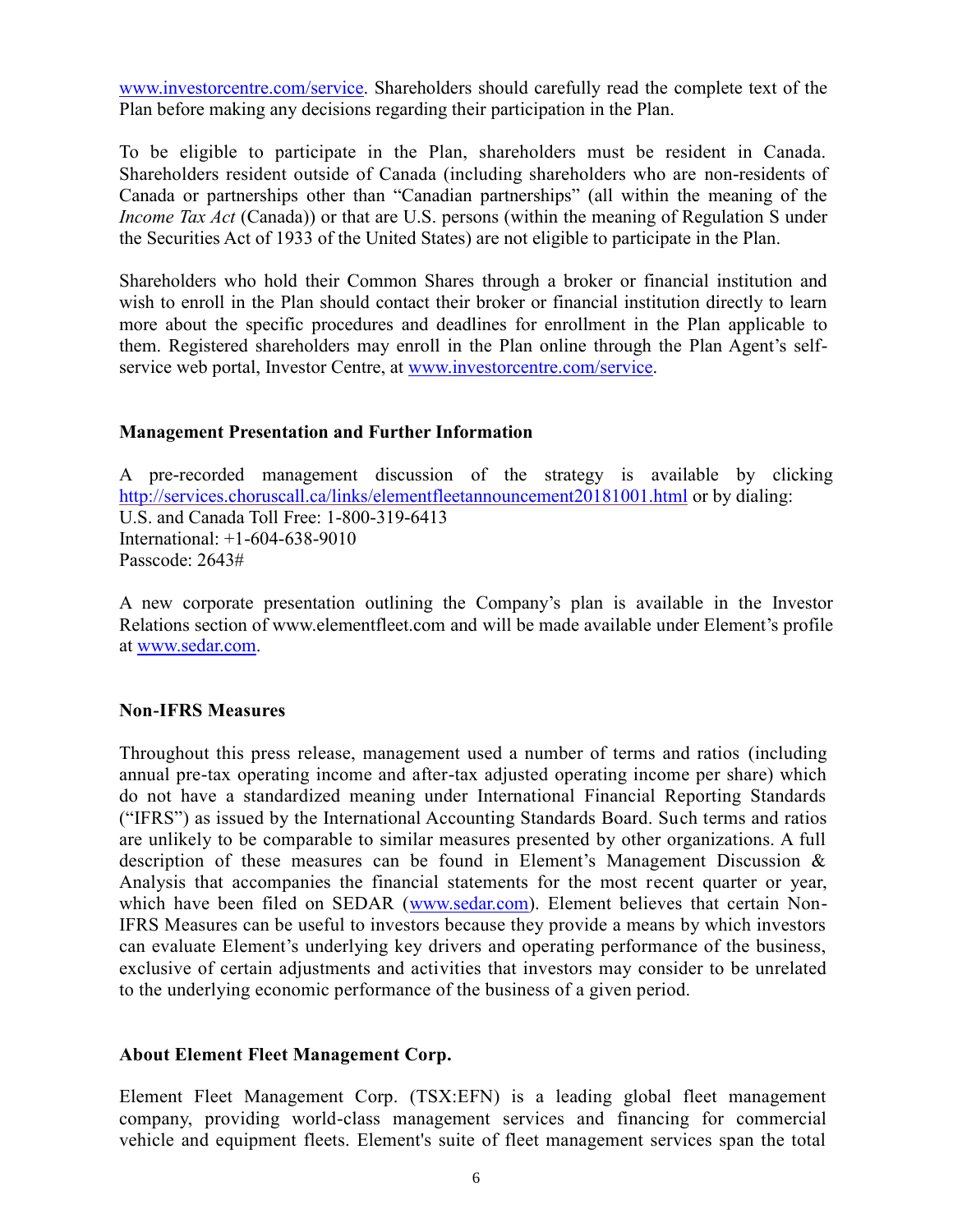www.investorcentre.com/service. Shareholders should carefully read the complete text of the Plan before making any decisions regarding their participation in the Plan.

To be eligible to participate in the Plan, shareholders must be resident in Canada. Shareholders resident outside of Canada (including shareholders who are non-residents of Canada or partnerships other than "Canadian partnerships" (all within the meaning of the *Income Tax Act* (Canada)) or that are U.S. persons (within the meaning of Regulation S under the Securities Act of 1933 of the United States) are not eligible to participate in the Plan.

Shareholders who hold their Common Shares through a broker or financial institution and wish to enroll in the Plan should contact their broker or financial institution directly to learn more about the specific procedures and deadlines for enrollment in the Plan applicable to them. Registered shareholders may enroll in the Plan online through the Plan Agent's self-service web portal, Investor Centre, at www.investorcentre.com/service.

**Management Presentation and Further Information**

A pre-recorded management discussion of the strategy is available by clicking http://services.choruscall.ca/links/elementfleetannouncement20181001.html or by dialing:
U.S. and Canada Toll Free: 1-800-319-6413
International: +1-604-638-9010
Passcode: 2643#

A new corporate presentation outlining the Company's plan is available in the Investor Relations section of www.elementfleet.com and will be made available under Element's profile at www.sedar.com.

**Non-IFRS Measures**

Throughout this press release, management used a number of terms and ratios (including annual pre-tax operating income and after-tax adjusted operating income per share) which do not have a standardized meaning under International Financial Reporting Standards ("IFRS") as issued by the International Accounting Standards Board. Such terms and ratios are unlikely to be comparable to similar measures presented by other organizations. A full description of these measures can be found in Element's Management Discussion & Analysis that accompanies the financial statements for the most recent quarter or year, which have been filed on SEDAR (www.sedar.com). Element believes that certain Non-IFRS Measures can be useful to investors because they provide a means by which investors can evaluate Element's underlying key drivers and operating performance of the business, exclusive of certain adjustments and activities that investors may consider to be unrelated to the underlying economic performance of the business of a given period.

**About Element Fleet Management Corp.**

Element Fleet Management Corp. (TSX:EFN) is a leading global fleet management company, providing world-class management services and financing for commercial vehicle and equipment fleets. Element's suite of fleet management services span the total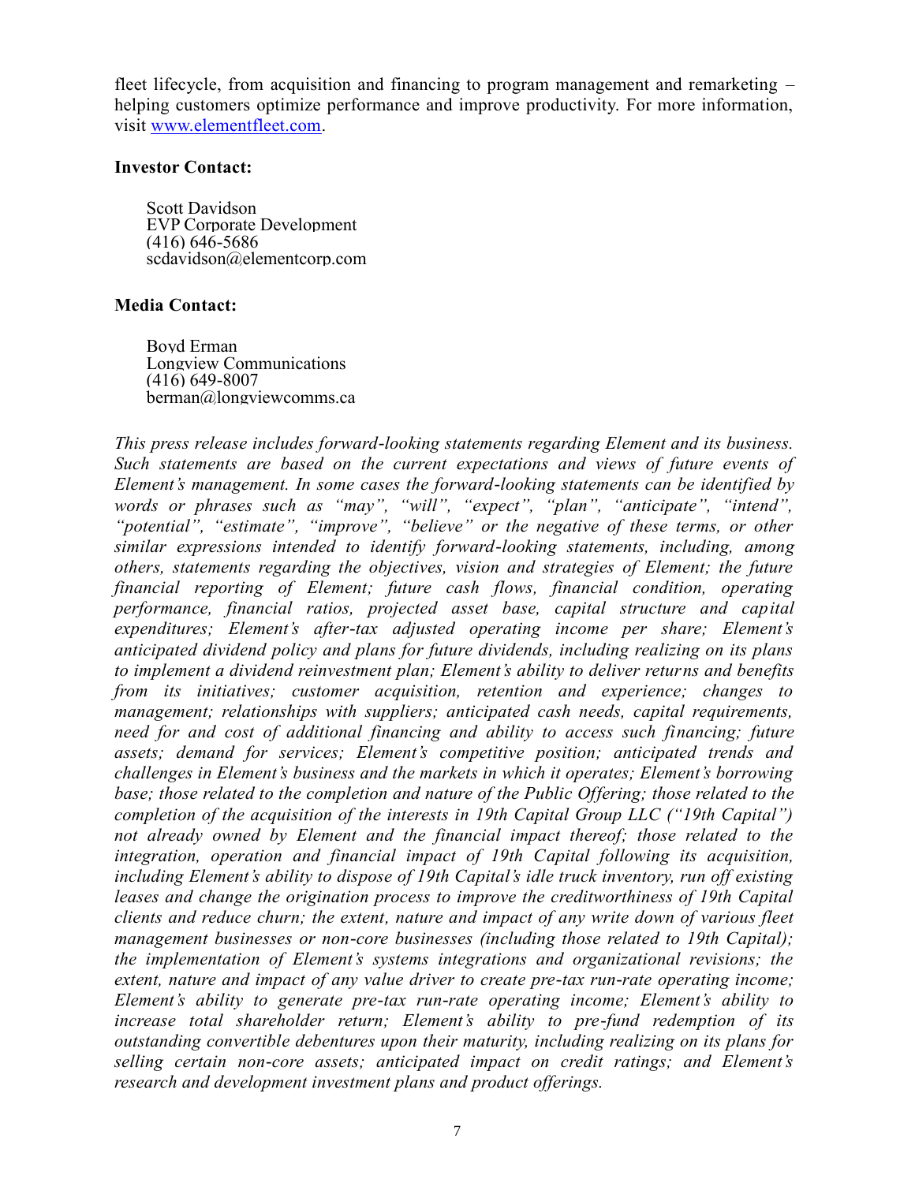fleet lifecycle, from acquisition and financing to program management and remarketing – helping customers optimize performance and improve productivity. For more information, visit [www.elementfleet.com](http://www.elementfleet.com).

**Investor Contact:**

Scott Davidson
EVP Corporate Development
(416) 646-5686
scdavidson@elementcorp.com

**Media Contact:**

Boyd Erman
Longview Communications
(416) 649-8007
berman@longviewcomms.ca

*This press release includes forward-looking statements regarding Element and its business. Such statements are based on the current expectations and views of future events of Element's management. In some cases the forward-looking statements can be identified by words or phrases such as "may", "will", "expect", "plan", "anticipate", "intend", "potential", "estimate", "improve", "believe" or the negative of these terms, or other similar expressions intended to identify forward-looking statements, including, among others, statements regarding the objectives, vision and strategies of Element; the future financial reporting of Element; future cash flows, financial condition, operating performance, financial ratios, projected asset base, capital structure and capital expenditures; Element's after-tax adjusted operating income per share; Element's anticipated dividend policy and plans for future dividends, including realizing on its plans to implement a dividend reinvestment plan; Element's ability to deliver returns and benefits from its initiatives; customer acquisition, retention and experience; changes to management; relationships with suppliers; anticipated cash needs, capital requirements, need for and cost of additional financing and ability to access such financing; future assets; demand for services; Element's competitive position; anticipated trends and challenges in Element's business and the markets in which it operates; Element's borrowing base; those related to the completion and nature of the Public Offering; those related to the completion of the acquisition of the interests in 19th Capital Group LLC ("19th Capital") not already owned by Element and the financial impact thereof; those related to the integration, operation and financial impact of 19th Capital following its acquisition, including Element's ability to dispose of 19th Capital's idle truck inventory, run off existing leases and change the origination process to improve the creditworthiness of 19th Capital clients and reduce churn; the extent, nature and impact of any write down of various fleet management businesses or non-core businesses (including those related to 19th Capital); the implementation of Element's systems integrations and organizational revisions; the extent, nature and impact of any value driver to create pre-tax run-rate operating income; Element's ability to generate pre-tax run-rate operating income; Element's ability to increase total shareholder return; Element's ability to pre-fund redemption of its outstanding convertible debentures upon their maturity, including realizing on its plans for selling certain non-core assets; anticipated impact on credit ratings; and Element's research and development investment plans and product offerings.*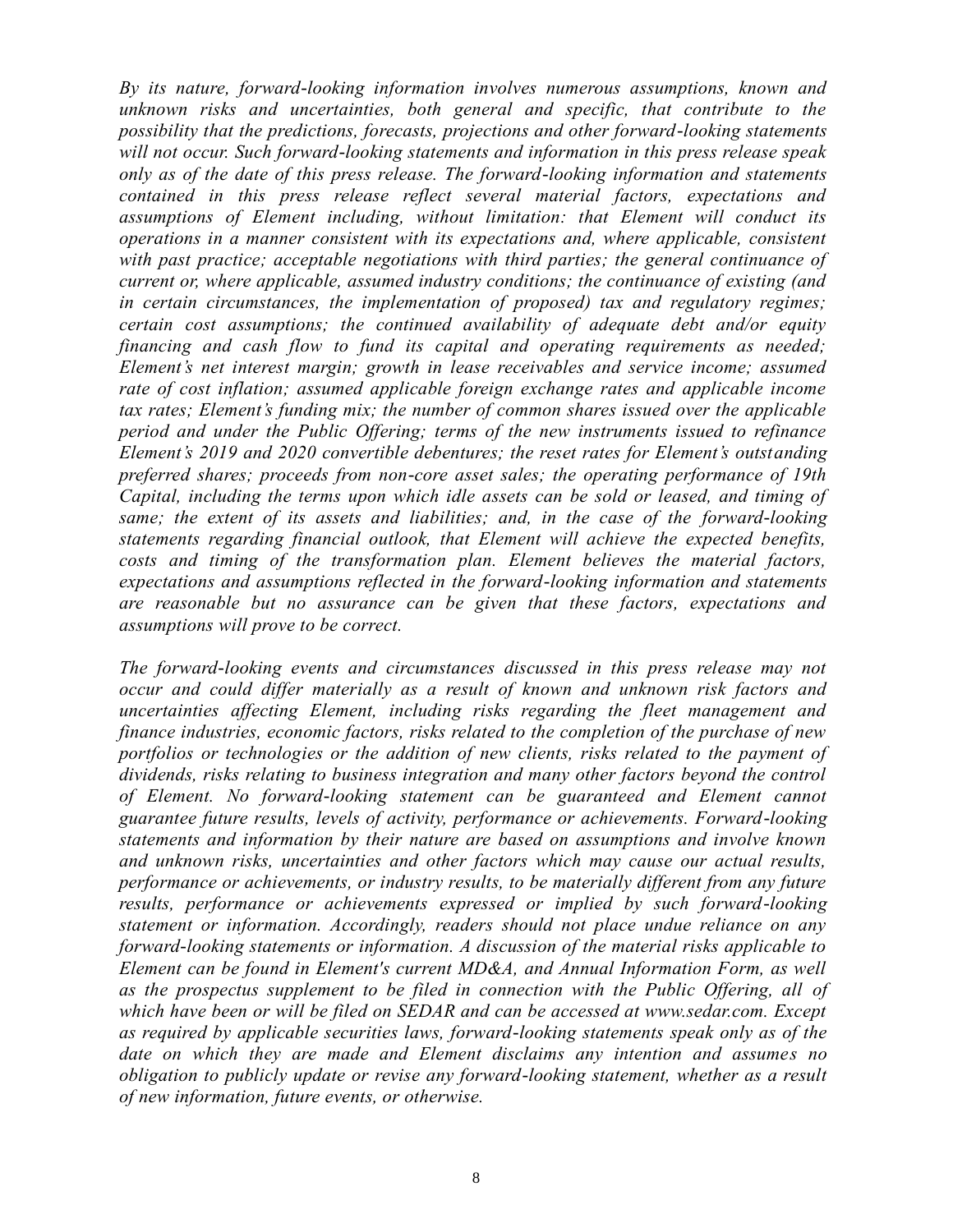*By its nature, forward-looking information involves numerous assumptions, known and unknown risks and uncertainties, both general and specific, that contribute to the possibility that the predictions, forecasts, projections and other forward-looking statements will not occur. Such forward-looking statements and information in this press release speak only as of the date of this press release. The forward-looking information and statements contained in this press release reflect several material factors, expectations and assumptions of Element including, without limitation: that Element will conduct its operations in a manner consistent with its expectations and, where applicable, consistent with past practice; acceptable negotiations with third parties; the general continuance of current or, where applicable, assumed industry conditions; the continuance of existing (and in certain circumstances, the implementation of proposed) tax and regulatory regimes; certain cost assumptions; the continued availability of adequate debt and/or equity financing and cash flow to fund its capital and operating requirements as needed; Element's net interest margin; growth in lease receivables and service income; assumed rate of cost inflation; assumed applicable foreign exchange rates and applicable income tax rates; Element's funding mix; the number of common shares issued over the applicable period and under the Public Offering; terms of the new instruments issued to refinance Element's 2019 and 2020 convertible debentures; the reset rates for Element's outstanding preferred shares; proceeds from non-core asset sales; the operating performance of 19th Capital, including the terms upon which idle assets can be sold or leased, and timing of same; the extent of its assets and liabilities; and, in the case of the forward-looking statements regarding financial outlook, that Element will achieve the expected benefits, costs and timing of the transformation plan. Element believes the material factors, expectations and assumptions reflected in the forward-looking information and statements are reasonable but no assurance can be given that these factors, expectations and assumptions will prove to be correct.*

*The forward-looking events and circumstances discussed in this press release may not occur and could differ materially as a result of known and unknown risk factors and uncertainties affecting Element, including risks regarding the fleet management and finance industries, economic factors, risks related to the completion of the purchase of new portfolios or technologies or the addition of new clients, risks related to the payment of dividends, risks relating to business integration and many other factors beyond the control of Element. No forward-looking statement can be guaranteed and Element cannot guarantee future results, levels of activity, performance or achievements. Forward-looking statements and information by their nature are based on assumptions and involve known and unknown risks, uncertainties and other factors which may cause our actual results, performance or achievements, or industry results, to be materially different from any future results, performance or achievements expressed or implied by such forward-looking statement or information. Accordingly, readers should not place undue reliance on any forward-looking statements or information. A discussion of the material risks applicable to Element can be found in Element's current MD&A, and Annual Information Form, as well as the prospectus supplement to be filed in connection with the Public Offering, all of which have been or will be filed on SEDAR and can be accessed at www.sedar.com. Except as required by applicable securities laws, forward-looking statements speak only as of the date on which they are made and Element disclaims any intention and assumes no obligation to publicly update or revise any forward-looking statement, whether as a result of new information, future events, or otherwise.*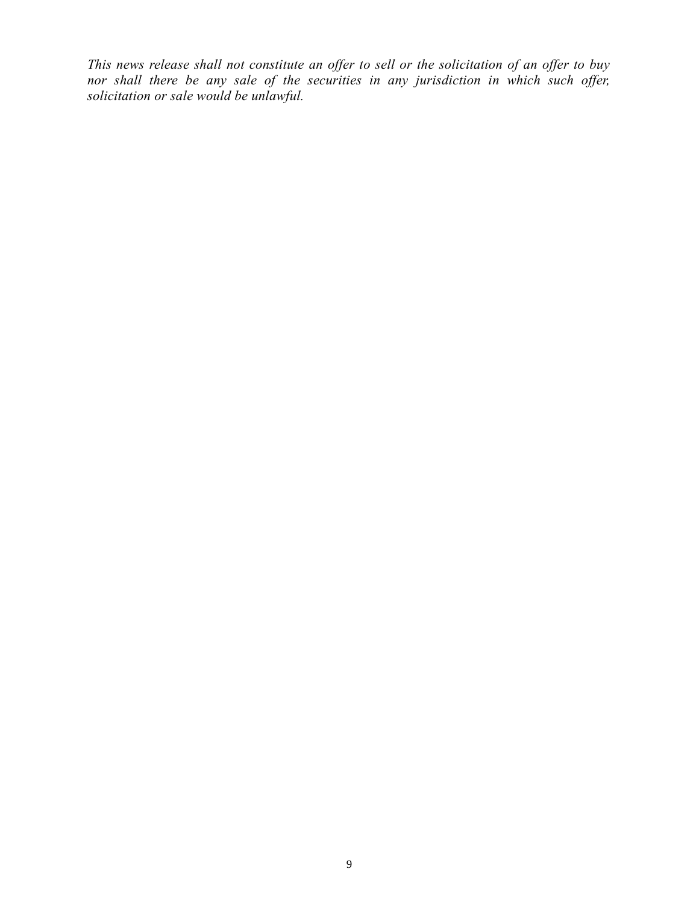*This news release shall not constitute an offer to sell or the solicitation of an offer to buy nor shall there be any sale of the securities in any jurisdiction in which such offer, solicitation or sale would be unlawful.*